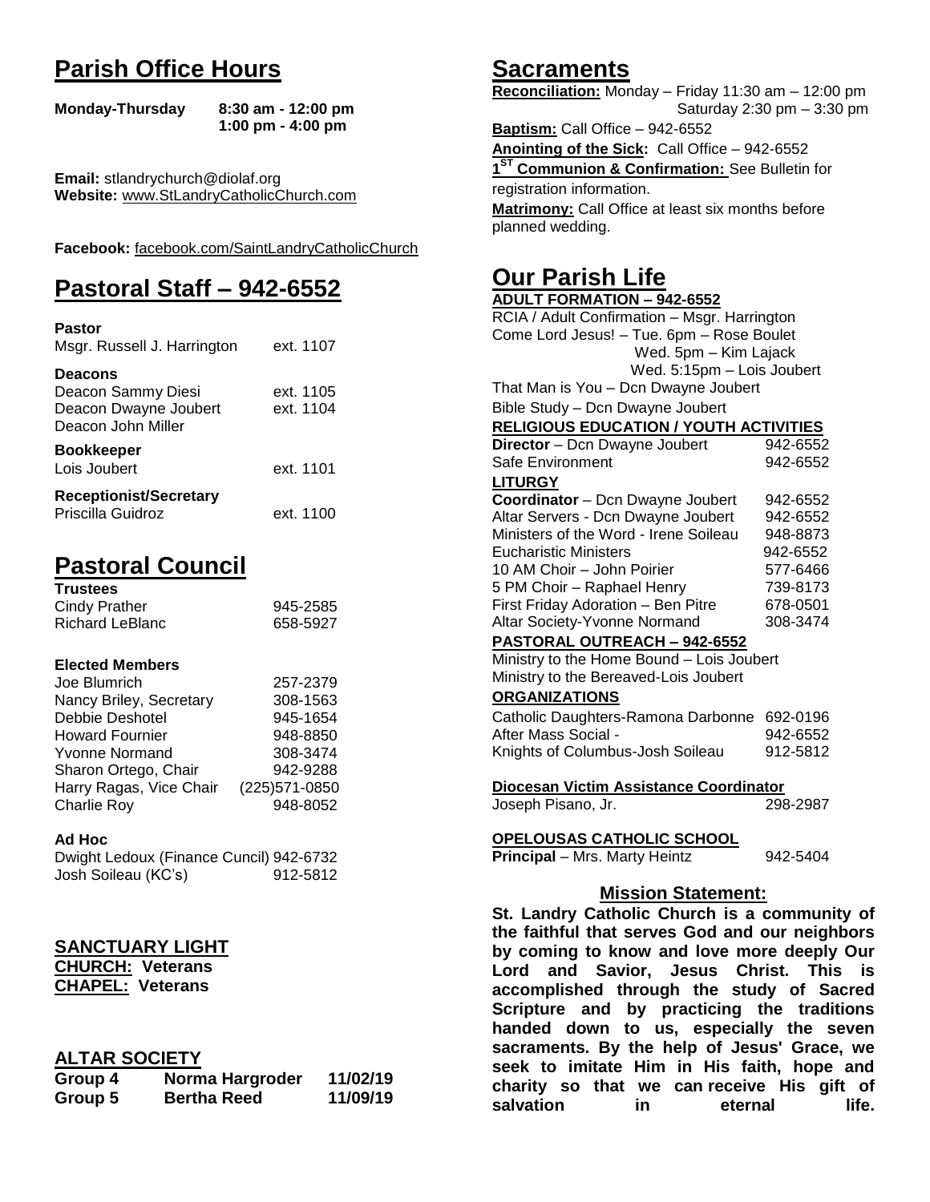# Parish Office Hours

**Monday-Thursday** **8:30 am - 12:00 pm**
**1:00 pm - 4:00 pm**

**Email:** stlandrychurch@diolaf.org
**Website:** www.StLandryCatholicChurch.com

**Facebook:** facebook.com/SaintLandryCatholicChurch

# Pastoral Staff – 942-6552

**Pastor**

| | |
|---|---|
| Msgr. Russell J. Harrington | ext. 1107 |

**Deacons**

| | |
|---|---|
| Deacon Sammy Diesi | ext. 1105 |
| Deacon Dwayne Joubert | ext. 1104 |
| Deacon John Miller | |

**Bookkeeper**

| | |
|---|---|
| Lois Joubert | ext. 1101 |

**Receptionist/Secretary**

| | |
|---|---|
| Priscilla Guidroz | ext. 1100 |

# Pastoral Council

**Trustees**

| | |
|---|---|
| Cindy Prather | 945-2585 |
| Richard LeBlanc | 658-5927 |

**Elected Members**

| | |
|---|---|
| Joe Blumrich | 257-2379 |
| Nancy Briley, Secretary | 308-1563 |
| Debbie Deshotel | 945-1654 |
| Howard Fournier | 948-8850 |
| Yvonne Normand | 308-3474 |
| Sharon Ortego, Chair | 942-9288 |
| Harry Ragas, Vice Chair | (225)571-0850 |
| Charlie Roy | 948-8052 |

**Ad Hoc**

| | |
|---|---|
| Dwight Ledoux (Finance Cuncil) | 942-6732 |
| Josh Soileau (KC's) | 912-5812 |

## SANCTUARY LIGHT

**CHURCH: Veterans**
**CHAPEL: Veterans**

## ALTAR SOCIETY

| | | |
|---|---|---|
| **Group 4** | **Norma Hargroder** | **11/02/19** |
| **Group 5** | **Bertha Reed** | **11/09/19** |

# Sacraments

**Reconciliation:** Monday – Friday 11:30 am – 12:00 pm
Saturday 2:30 pm – 3:30 pm

**Baptism:** Call Office – 942-6552

**Anointing of the Sick:** Call Office – 942-6552

**1ST Communion & Confirmation:** See Bulletin for registration information.

**Matrimony:** Call Office at least six months before planned wedding.

# Our Parish Life

**ADULT FORMATION – 942-6552**

RCIA / Adult Confirmation – Msgr. Harrington
Come Lord Jesus! – Tue. 6pm – Rose Boulet
Wed. 5pm – Kim Lajack
Wed. 5:15pm – Lois Joubert
That Man is You – Dcn Dwayne Joubert
Bible Study – Dcn Dwayne Joubert

**RELIGIOUS EDUCATION / YOUTH ACTIVITIES**

| | |
|---|---|
| **Director** – Dcn Dwayne Joubert | 942-6552 |
| Safe Environment | 942-6552 |

**LITURGY**

| | |
|---|---|
| **Coordinator** – Dcn Dwayne Joubert | 942-6552 |
| Altar Servers - Dcn Dwayne Joubert | 942-6552 |
| Ministers of the Word - Irene Soileau | 948-8873 |
| Eucharistic Ministers | 942-6552 |
| 10 AM Choir – John Poirier | 577-6466 |
| 5 PM Choir – Raphael Henry | 739-8173 |
| First Friday Adoration – Ben Pitre | 678-0501 |
| Altar Society-Yvonne Normand | 308-3474 |

**PASTORAL OUTREACH – 942-6552**

Ministry to the Home Bound – Lois Joubert
Ministry to the Bereaved-Lois Joubert

**ORGANIZATIONS**

| | |
|---|---|
| Catholic Daughters-Ramona Darbonne | 692-0196 |
| After Mass Social - | 942-6552 |
| Knights of Columbus-Josh Soileau | 912-5812 |

**Diocesan Victim Assistance Coordinator**

| | |
|---|---|
| Joseph Pisano, Jr. | 298-2987 |

**OPELOUSAS CATHOLIC SCHOOL**

| | |
|---|---|
| **Principal** – Mrs. Marty Heintz | 942-5404 |

## Mission Statement:

**St. Landry Catholic Church is a community of the faithful that serves God and our neighbors by coming to know and love more deeply Our Lord and Savior, Jesus Christ. This is accomplished through the study of Sacred Scripture and by practicing the traditions handed down to us, especially the seven sacraments. By the help of Jesus' Grace, we seek to imitate Him in His faith, hope and charity so that we can receive His gift of salvation in eternal life.**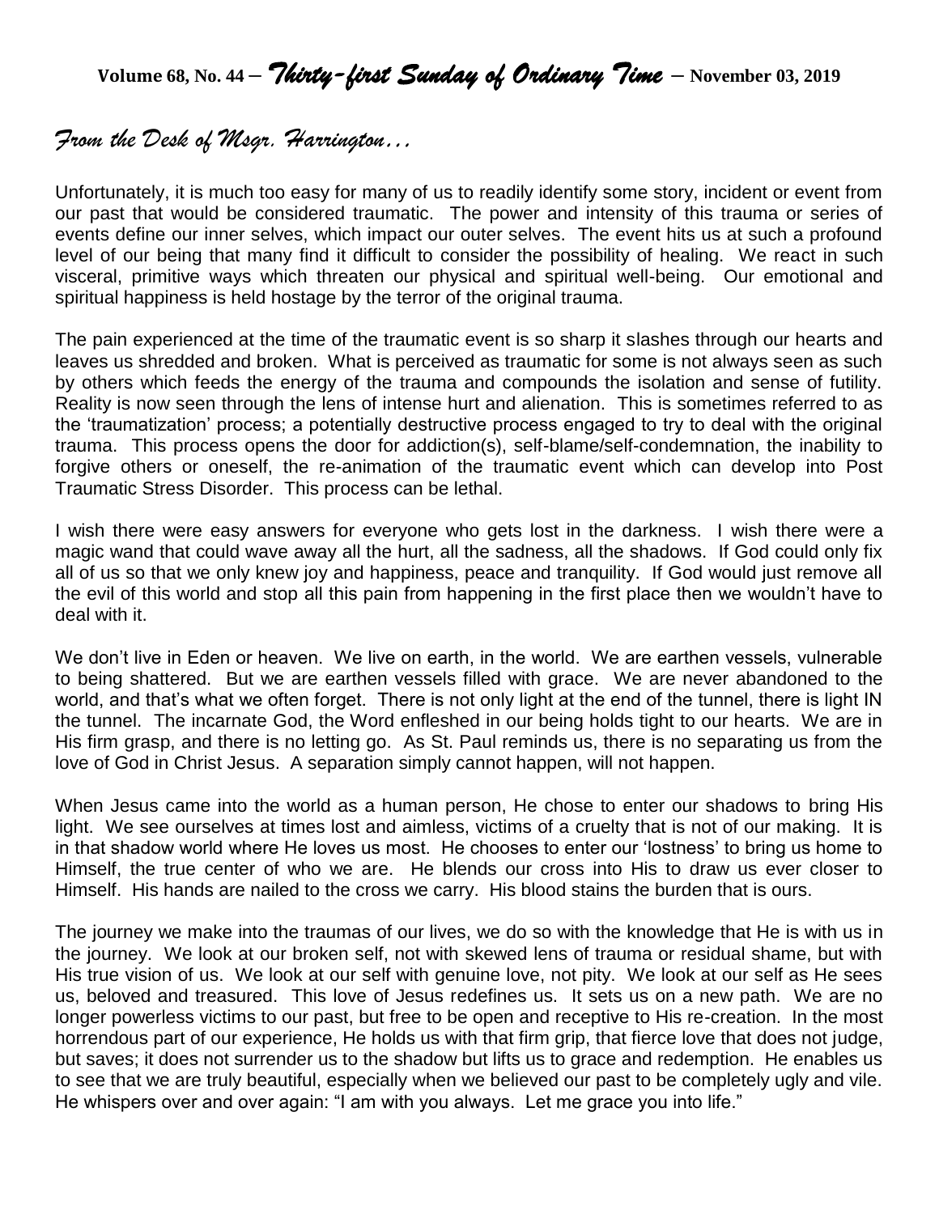**Volume 68, No. 44 – *Thirty-first Sunday of Ordinary Time* – November 03, 2019**

## *From the Desk of Msgr. Harrington…*

Unfortunately, it is much too easy for many of us to readily identify some story, incident or event from our past that would be considered traumatic. The power and intensity of this trauma or series of events define our inner selves, which impact our outer selves. The event hits us at such a profound level of our being that many find it difficult to consider the possibility of healing. We react in such visceral, primitive ways which threaten our physical and spiritual well-being. Our emotional and spiritual happiness is held hostage by the terror of the original trauma.

The pain experienced at the time of the traumatic event is so sharp it slashes through our hearts and leaves us shredded and broken. What is perceived as traumatic for some is not always seen as such by others which feeds the energy of the trauma and compounds the isolation and sense of futility. Reality is now seen through the lens of intense hurt and alienation. This is sometimes referred to as the 'traumatization' process; a potentially destructive process engaged to try to deal with the original trauma. This process opens the door for addiction(s), self-blame/self-condemnation, the inability to forgive others or oneself, the re-animation of the traumatic event which can develop into Post Traumatic Stress Disorder. This process can be lethal.

I wish there were easy answers for everyone who gets lost in the darkness. I wish there were a magic wand that could wave away all the hurt, all the sadness, all the shadows. If God could only fix all of us so that we only knew joy and happiness, peace and tranquility. If God would just remove all the evil of this world and stop all this pain from happening in the first place then we wouldn't have to deal with it.

We don't live in Eden or heaven. We live on earth, in the world. We are earthen vessels, vulnerable to being shattered. But we are earthen vessels filled with grace. We are never abandoned to the world, and that's what we often forget. There is not only light at the end of the tunnel, there is light IN the tunnel. The incarnate God, the Word enfleshed in our being holds tight to our hearts. We are in His firm grasp, and there is no letting go. As St. Paul reminds us, there is no separating us from the love of God in Christ Jesus. A separation simply cannot happen, will not happen.

When Jesus came into the world as a human person, He chose to enter our shadows to bring His light. We see ourselves at times lost and aimless, victims of a cruelty that is not of our making. It is in that shadow world where He loves us most. He chooses to enter our 'lostness' to bring us home to Himself, the true center of who we are. He blends our cross into His to draw us ever closer to Himself. His hands are nailed to the cross we carry. His blood stains the burden that is ours.

The journey we make into the traumas of our lives, we do so with the knowledge that He is with us in the journey. We look at our broken self, not with skewed lens of trauma or residual shame, but with His true vision of us. We look at our self with genuine love, not pity. We look at our self as He sees us, beloved and treasured. This love of Jesus redefines us. It sets us on a new path. We are no longer powerless victims to our past, but free to be open and receptive to His re-creation. In the most horrendous part of our experience, He holds us with that firm grip, that fierce love that does not judge, but saves; it does not surrender us to the shadow but lifts us to grace and redemption. He enables us to see that we are truly beautiful, especially when we believed our past to be completely ugly and vile. He whispers over and over again: "I am with you always. Let me grace you into life."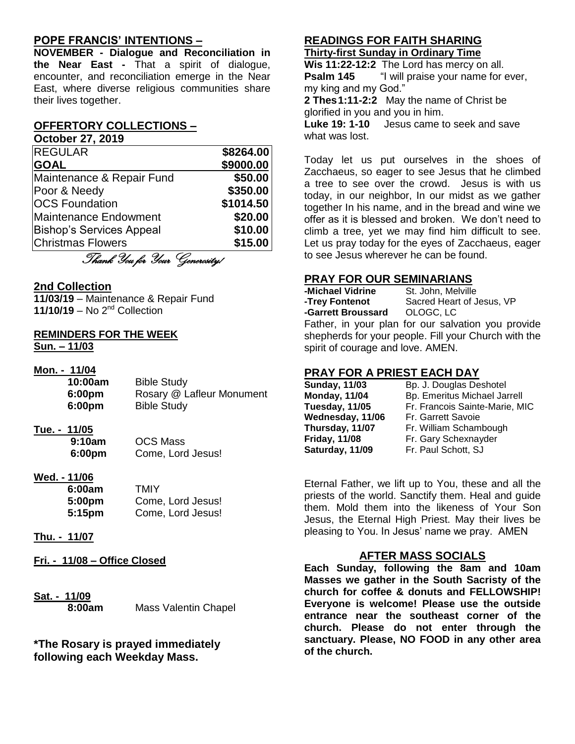## POPE FRANCIS' INTENTIONS –

**NOVEMBER - Dialogue and Reconciliation in the Near East -** That a spirit of dialogue, encounter, and reconciliation emerge in the Near East, where diverse religious communities share their lives together.

## OFFERTORY COLLECTIONS –

**October 27, 2019**

| | |
|---|---|
| REGULAR | **$8264.00** |
| **GOAL** | **$9000.00** |
| Maintenance & Repair Fund | **$50.00** |
| Poor & Needy | **$350.00** |
| OCS Foundation | **$1014.50** |
| Maintenance Endowment | **$20.00** |
| Bishop's Services Appeal | **$10.00** |
| Christmas Flowers | **$15.00** |

*Thank You for Your Generosity!*

## 2nd Collection

**11/03/19** – Maintenance & Repair Fund
**11/10/19** – No 2nd Collection

## REMINDERS FOR THE WEEK

**Sun. – 11/03**

**Mon. - 11/04**

| | |
|---|---|
| **10:00am** | Bible Study |
| **6:00pm** | Rosary @ Lafleur Monument |
| **6:00pm** | Bible Study |

**Tue. - 11/05**

| | |
|---|---|
| **9:10am** | OCS Mass |
| **6:00pm** | Come, Lord Jesus! |

**Wed. - 11/06**

| | |
|---|---|
| **6:00am** | TMIY |
| **5:00pm** | Come, Lord Jesus! |
| **5:15pm** | Come, Lord Jesus! |

**Thu. - 11/07**

**Fri. - 11/08 – Office Closed**

**Sat. - 11/09**

| | |
|---|---|
| **8:00am** | Mass Valentin Chapel |

**\*The Rosary is prayed immediately following each Weekday Mass.**

## READINGS FOR FAITH SHARING

**Thirty-first Sunday in Ordinary Time**

**Wis 11:22-12:2** The Lord has mercy on all.
**Psalm 145** "I will praise your name for ever, my king and my God."
**2 Thes 1:11-2:2** May the name of Christ be glorified in you and you in him.
**Luke 19: 1-10** Jesus came to seek and save what was lost.

Today let us put ourselves in the shoes of Zacchaeus, so eager to see Jesus that he climbed a tree to see over the crowd. Jesus is with us today, in our neighbor, In our midst as we gather together In his name, and in the bread and wine we offer as it is blessed and broken. We don't need to climb a tree, yet we may find him difficult to see. Let us pray today for the eyes of Zacchaeus, eager to see Jesus wherever he can be found.

## PRAY FOR OUR SEMINARIANS

| | |
|---|---|
| **-Michael Vidrine** | St. John, Melville |
| **-Trey Fontenot** | Sacred Heart of Jesus, VP |
| **-Garrett Broussard** | OLOGC, LC |

Father, in your plan for our salvation you provide shepherds for your people. Fill your Church with the spirit of courage and love. AMEN.

## PRAY FOR A PRIEST EACH DAY

| | |
|---|---|
| **Sunday, 11/03** | Bp. J. Douglas Deshotel |
| **Monday, 11/04** | Bp. Emeritus Michael Jarrell |
| **Tuesday, 11/05** | Fr. Francois Sainte-Marie, MIC |
| **Wednesday, 11/06** | Fr. Garrett Savoie |
| **Thursday, 11/07** | Fr. William Schambough |
| **Friday, 11/08** | Fr. Gary Schexnayder |
| **Saturday, 11/09** | Fr. Paul Schott, SJ |

Eternal Father, we lift up to You, these and all the priests of the world. Sanctify them. Heal and guide them. Mold them into the likeness of Your Son Jesus, the Eternal High Priest. May their lives be pleasing to You. In Jesus' name we pray. AMEN

## AFTER MASS SOCIALS

**Each Sunday, following the 8am and 10am Masses we gather in the South Sacristy of the church for coffee & donuts and FELLOWSHIP! Everyone is welcome! Please use the outside entrance near the southeast corner of the church. Please do not enter through the sanctuary. Please, NO FOOD in any other area of the church.**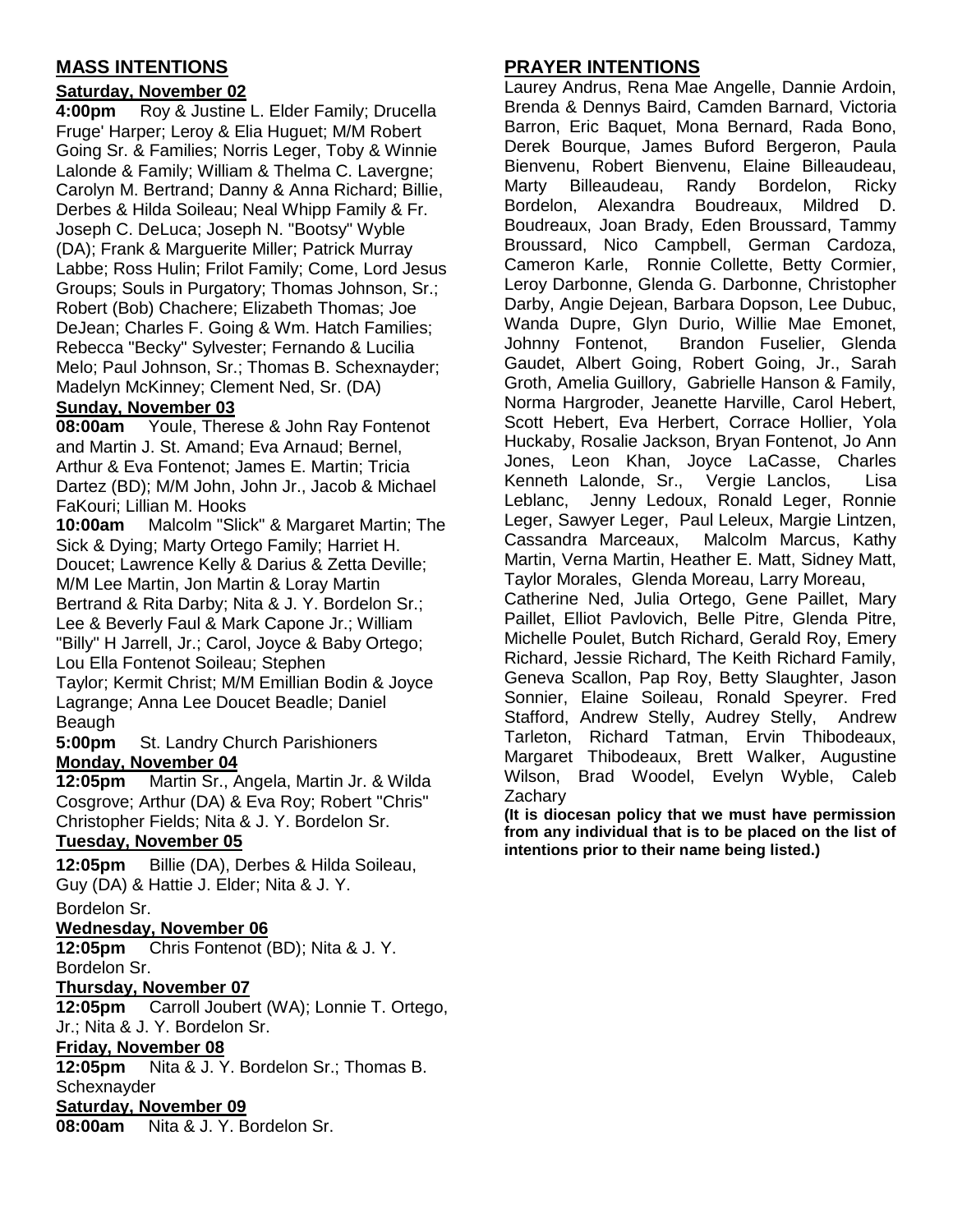## MASS INTENTIONS

**Saturday, November 02**

**4:00pm** Roy & Justine L. Elder Family; Drucella Fruge' Harper; Leroy & Elia Huguet; M/M Robert Going Sr. & Families; Norris Leger, Toby & Winnie Lalonde & Family; William & Thelma C. Lavergne; Carolyn M. Bertrand; Danny & Anna Richard; Billie, Derbes & Hilda Soileau; Neal Whipp Family & Fr. Joseph C. DeLuca; Joseph N. "Bootsy" Wyble (DA); Frank & Marguerite Miller; Patrick Murray Labbe; Ross Hulin; Frilot Family; Come, Lord Jesus Groups; Souls in Purgatory; Thomas Johnson, Sr.; Robert (Bob) Chachere; Elizabeth Thomas; Joe DeJean; Charles F. Going & Wm. Hatch Families; Rebecca "Becky" Sylvester; Fernando & Lucilia Melo; Paul Johnson, Sr.; Thomas B. Schexnayder; Madelyn McKinney; Clement Ned, Sr. (DA)

**Sunday, November 03**

**08:00am** Youle, Therese & John Ray Fontenot and Martin J. St. Amand; Eva Arnaud; Bernel, Arthur & Eva Fontenot; James E. Martin; Tricia Dartez (BD); M/M John, John Jr., Jacob & Michael FaKouri; Lillian M. Hooks

**10:00am** Malcolm "Slick" & Margaret Martin; The Sick & Dying; Marty Ortego Family; Harriet H. Doucet; Lawrence Kelly & Darius & Zetta Deville; M/M Lee Martin, Jon Martin & Loray Martin Bertrand & Rita Darby; Nita & J. Y. Bordelon Sr.; Lee & Beverly Faul & Mark Capone Jr.; William "Billy" H Jarrell, Jr.; Carol, Joyce & Baby Ortego; Lou Ella Fontenot Soileau; Stephen Taylor; Kermit Christ; M/M Emillian Bodin & Joyce Lagrange; Anna Lee Doucet Beadle; Daniel Beaugh

**5:00pm** St. Landry Church Parishioners

**Monday, November 04**

**12:05pm** Martin Sr., Angela, Martin Jr. & Wilda Cosgrove; Arthur (DA) & Eva Roy; Robert "Chris" Christopher Fields; Nita & J. Y. Bordelon Sr.

**Tuesday, November 05**

**12:05pm** Billie (DA), Derbes & Hilda Soileau, Guy (DA) & Hattie J. Elder; Nita & J. Y. Bordelon Sr.

**Wednesday, November 06**

**12:05pm** Chris Fontenot (BD); Nita & J. Y. Bordelon Sr.

**Thursday, November 07**

**12:05pm** Carroll Joubert (WA); Lonnie T. Ortego, Jr.; Nita & J. Y. Bordelon Sr.

**Friday, November 08**

**12:05pm** Nita & J. Y. Bordelon Sr.; Thomas B. Schexnayder

**Saturday, November 09**

**08:00am** Nita & J. Y. Bordelon Sr.

## PRAYER INTENTIONS

Laurey Andrus, Rena Mae Angelle, Dannie Ardoin, Brenda & Dennys Baird, Camden Barnard, Victoria Barron, Eric Baquet, Mona Bernard, Rada Bono, Derek Bourque, James Buford Bergeron, Paula Bienvenu, Robert Bienvenu, Elaine Billeaudeau, Marty Billeaudeau, Randy Bordelon, Ricky Bordelon, Alexandra Boudreaux, Mildred D. Boudreaux, Joan Brady, Eden Broussard, Tammy Broussard, Nico Campbell, German Cardoza, Cameron Karle, Ronnie Collette, Betty Cormier, Leroy Darbonne, Glenda G. Darbonne, Christopher Darby, Angie Dejean, Barbara Dopson, Lee Dubuc, Wanda Dupre, Glyn Durio, Willie Mae Emonet, Johnny Fontenot, Brandon Fuselier, Glenda Gaudet, Albert Going, Robert Going, Jr., Sarah Groth, Amelia Guillory, Gabrielle Hanson & Family, Norma Hargroder, Jeanette Harville, Carol Hebert, Scott Hebert, Eva Herbert, Corrace Hollier, Yola Huckaby, Rosalie Jackson, Bryan Fontenot, Jo Ann Jones, Leon Khan, Joyce LaCasse, Charles Kenneth Lalonde, Sr., Vergie Lanclos, Lisa Leblanc, Jenny Ledoux, Ronald Leger, Ronnie Leger, Sawyer Leger, Paul Leleux, Margie Lintzen, Cassandra Marceaux, Malcolm Marcus, Kathy Martin, Verna Martin, Heather E. Matt, Sidney Matt, Taylor Morales, Glenda Moreau, Larry Moreau, Catherine Ned, Julia Ortego, Gene Paillet, Mary Paillet, Elliot Pavlovich, Belle Pitre, Glenda Pitre, Michelle Poulet, Butch Richard, Gerald Roy, Emery Richard, Jessie Richard, The Keith Richard Family, Geneva Scallon, Pap Roy, Betty Slaughter, Jason Sonnier, Elaine Soileau, Ronald Speyrer. Fred Stafford, Andrew Stelly, Audrey Stelly, Andrew Tarleton, Richard Tatman, Ervin Thibodeaux, Margaret Thibodeaux, Brett Walker, Augustine Wilson, Brad Woodel, Evelyn Wyble, Caleb Zachary

**(It is diocesan policy that we must have permission from any individual that is to be placed on the list of intentions prior to their name being listed.)**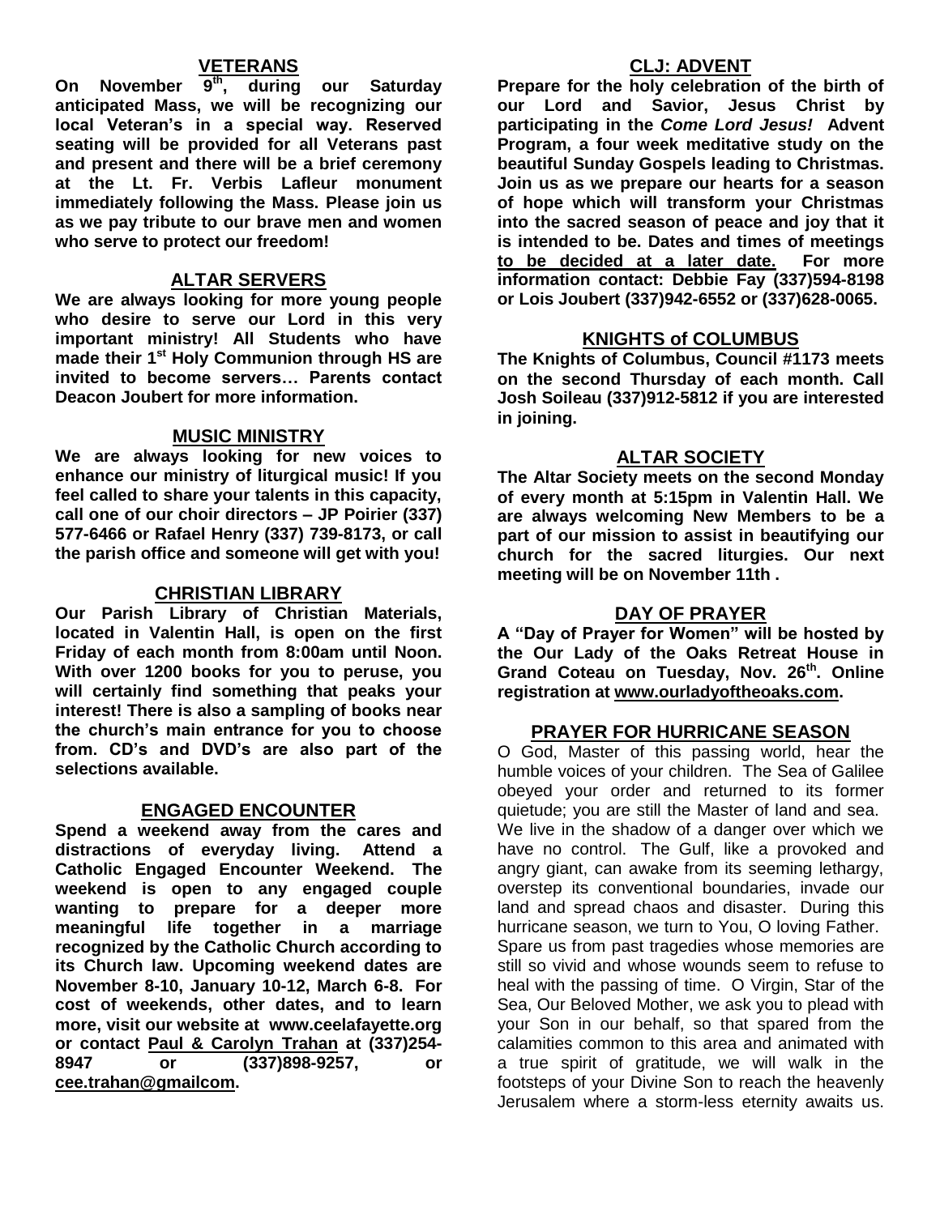## VETERANS

**On November 9th, during our Saturday anticipated Mass, we will be recognizing our local Veteran's in a special way. Reserved seating will be provided for all Veterans past and present and there will be a brief ceremony at the Lt. Fr. Verbis Lafleur monument immediately following the Mass. Please join us as we pay tribute to our brave men and women who serve to protect our freedom!**

## ALTAR SERVERS

**We are always looking for more young people who desire to serve our Lord in this very important ministry! All Students who have made their 1st Holy Communion through HS are invited to become servers… Parents contact Deacon Joubert for more information.**

## MUSIC MINISTRY

**We are always looking for new voices to enhance our ministry of liturgical music! If you feel called to share your talents in this capacity, call one of our choir directors – JP Poirier (337) 577-6466 or Rafael Henry (337) 739-8173, or call the parish office and someone will get with you!**

## CHRISTIAN LIBRARY

**Our Parish Library of Christian Materials, located in Valentin Hall, is open on the first Friday of each month from 8:00am until Noon. With over 1200 books for you to peruse, you will certainly find something that peaks your interest! There is also a sampling of books near the church's main entrance for you to choose from. CD's and DVD's are also part of the selections available.**

## ENGAGED ENCOUNTER

**Spend a weekend away from the cares and distractions of everyday living. Attend a Catholic Engaged Encounter Weekend. The weekend is open to any engaged couple wanting to prepare for a deeper more meaningful life together in a marriage recognized by the Catholic Church according to its Church law. Upcoming weekend dates are November 8-10, January 10-12, March 6-8. For cost of weekends, other dates, and to learn more, visit our website at www.ceelafayette.org or contact Paul & Carolyn Trahan at (337)254-8947 or (337)898-9257, or cee.trahan@gmailcom.**

## CLJ: ADVENT

**Prepare for the holy celebration of the birth of our Lord and Savior, Jesus Christ by participating in the *Come Lord Jesus!* Advent Program, a four week meditative study on the beautiful Sunday Gospels leading to Christmas. Join us as we prepare our hearts for a season of hope which will transform your Christmas into the sacred season of peace and joy that it is intended to be. Dates and times of meetings to be decided at a later date. For more information contact: Debbie Fay (337)594-8198 or Lois Joubert (337)942-6552 or (337)628-0065.**

## KNIGHTS of COLUMBUS

**The Knights of Columbus, Council #1173 meets on the second Thursday of each month. Call Josh Soileau (337)912-5812 if you are interested in joining.**

## ALTAR SOCIETY

**The Altar Society meets on the second Monday of every month at 5:15pm in Valentin Hall. We are always welcoming New Members to be a part of our mission to assist in beautifying our church for the sacred liturgies. Our next meeting will be on November 11th .**

## DAY OF PRAYER

**A "Day of Prayer for Women" will be hosted by the Our Lady of the Oaks Retreat House in Grand Coteau on Tuesday, Nov. 26th. Online registration at www.ourladyoftheoaks.com.**

## PRAYER FOR HURRICANE SEASON

O God, Master of this passing world, hear the humble voices of your children. The Sea of Galilee obeyed your order and returned to its former quietude; you are still the Master of land and sea. We live in the shadow of a danger over which we have no control. The Gulf, like a provoked and angry giant, can awake from its seeming lethargy, overstep its conventional boundaries, invade our land and spread chaos and disaster. During this hurricane season, we turn to You, O loving Father. Spare us from past tragedies whose memories are still so vivid and whose wounds seem to refuse to heal with the passing of time. O Virgin, Star of the Sea, Our Beloved Mother, we ask you to plead with your Son in our behalf, so that spared from the calamities common to this area and animated with a true spirit of gratitude, we will walk in the footsteps of your Divine Son to reach the heavenly Jerusalem where a storm-less eternity awaits us.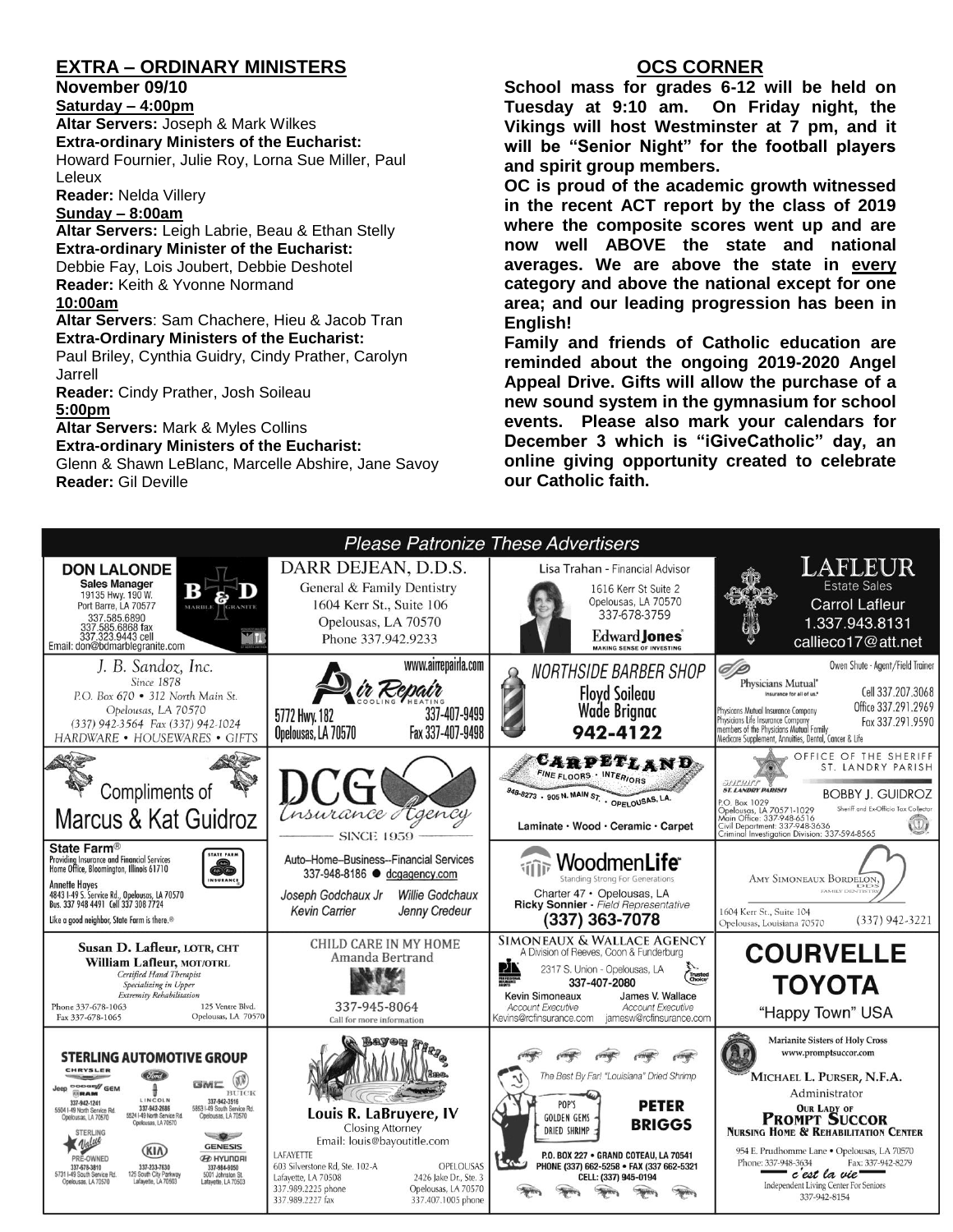## EXTRA – ORDINARY MINISTERS

**November 09/10**

**Saturday – 4:00pm**

**Altar Servers:** Joseph & Mark Wilkes
**Extra-ordinary Ministers of the Eucharist:**
Howard Fournier, Julie Roy, Lorna Sue Miller, Paul Leleux
**Reader:** Nelda Villery

**Sunday – 8:00am**

**Altar Servers:** Leigh Labrie, Beau & Ethan Stelly
**Extra-ordinary Minister of the Eucharist:**
Debbie Fay, Lois Joubert, Debbie Deshotel
**Reader:** Keith & Yvonne Normand

**10:00am**

**Altar Servers**: Sam Chachere, Hieu & Jacob Tran
**Extra-Ordinary Ministers of the Eucharist:**
Paul Briley, Cynthia Guidry, Cindy Prather, Carolyn Jarrell
**Reader:** Cindy Prather, Josh Soileau

**5:00pm**

**Altar Servers:** Mark & Myles Collins
**Extra-ordinary Ministers of the Eucharist:**
Glenn & Shawn LeBlanc, Marcelle Abshire, Jane Savoy
**Reader:** Gil Deville

## OCS CORNER

**School mass for grades 6-12 will be held on Tuesday at 9:10 am. On Friday night, the Vikings will host Westminster at 7 pm, and it will be "Senior Night" for the football players and spirit group members.**

**OC is proud of the academic growth witnessed in the recent ACT report by the class of 2019 where the composite scores went up and are now well ABOVE the state and national averages. We are above the state in every category and above the national except for one area; and our leading progression has been in English!**

**Family and friends of Catholic education are reminded about the ongoing 2019-2020 Angel Appeal Drive. Gifts will allow the purchase of a new sound system in the gymnasium for school events. Please also mark your calendars for December 3 which is "iGiveCatholic" day, an online giving opportunity created to celebrate our Catholic faith.**

### *Please Patronize These Advertisers*

**DON LALONDE** — Sales Manager, B & D Marble Granite, 19135 Hwy. 190 W., Port Barre, LA 70577, 337.585.6890, 337.585.6868 fax, 337.323.9443 cell, Email: don@bdmarblegranite.com

**DARR DEJEAN, D.D.S.** — General & Family Dentistry, 1604 Kerr St., Suite 106, Opelousas, LA 70570, Phone 337.942.9233

**Lisa Trahan** - Financial Advisor, 1616 Kerr St Suite 2, Opelousas, LA 70570, 337-678-3759, Edward Jones — Making Sense of Investing

**LAFLEUR Estate Sales** — Carrol Lafleur, 1.337.943.8131, callieco17@att.net

**J. B. Sandoz, Inc.** — Since 1878, P.O. Box 670 • 312 North Main St. Opelousas, LA 70570, (337) 942-3564 Fax (337) 942-1024, HARDWARE • HOUSEWARES • GIFTS

**Air Repair** — Cooling • Heating, www.airrepairla.com, 5772 Hwy. 182, Opelousas, LA 70570, 337-407-9499, Fax 337-407-9498

**NORTHSIDE BARBER SHOP** — Floyd Soileau, Wade Brignac, 942-4122

**Physicians Mutual** — Insurance for all of us. Owen Shute - Agent/Field Trainer, Cell 337.207.3068, Office 337.291.2969, Fax 337.291.9590. Physicians Mutual Insurance Company, Physicians Life Insurance Company, members of the Physicians Mutual Family. Medicare Supplement, Annuities, Dental, Cancer & Life

**Compliments of Marcus & Kat Guidroz**

**DCG Insurance Agency** — Since 1959. Auto–Home–Business–Financial Services, 337-948-8186 ● dcgagency.com, Joseph Godchaux Jr, Willie Godchaux, Kevin Carrier, Jenny Credeur

**CARPETLAND** — Fine Floors • Interiors, 948-8273 • 905 N. Main St. • Opelousas, LA. Laminate • Wood • Ceramic • Carpet

**Office of the Sheriff, St. Landry Parish** — Bobby J. Guidroz, Sheriff and Ex-Officio Tax Collector, P.O. Box 1029, Opelousas, LA 70571-1029, Main Office: 337-948-6516, Civil Department: 337-948-3636, Criminal Investigation Division: 337-594-8565

**State Farm®** — Providing Insurance and Financial Services, Home Office, Bloomington, Illinois 61710. Annette Hayes, 4843 I-49 S. Service Rd., Opelousas, LA 70570, Bus. 337 948 4491 Cell 337 308 7724. Like a good neighbor, State Farm is there.®

**WoodmenLife** — Standing Strong For Generations. Charter 47 • Opelousas, LA, Ricky Sonnier - Field Representative, (337) 363-7078

**Amy Simoneaux Bordelon, DDS** — Family Dentistry, 1604 Kerr St., Suite 104, Opelousas, Louisiana 70570, (337) 942-3221

**Susan D. Lafleur, LOTR, CHT; William Lafleur, MOT/OTRL** — Certified Hand Therapist, Specializing in Upper Extremity Rehabilitation. Phone 337-678-1063, Fax 337-678-1065, 125 Ventre Blvd. Opelousas, LA 70570

**CHILD CARE IN MY HOME** — Amanda Bertrand, 337-945-8064, Call for more information

**SIMONEAUX & WALLACE AGENCY** — A Division of Reeves, Coon & Funderburg. 2317 S. Union - Opelousas, LA, 337-407-2080. Kevin Simoneaux, Account Executive, Kevins@rcfinsurance.com; James V. Wallace, Account Executive, jamesw@rcfinsurance.com

**COURVELLE TOYOTA** — "Happy Town" USA

**STERLING AUTOMOTIVE GROUP** — Chrysler, Jeep, Dodge, Ram, GEM, 337-942-1241, 5504 I-49 North Service Rd. Opelousas, LA 70570; Ford, Lincoln, 337-942-2686, 5524 I-49 North Service Rd. Opelousas, LA 70570; GMC, Buick, 337-942-3516, 5853 I-49 South Service Rd. Opelousas, LA 70570; Sterling Value Pre-Owned, 337-678-3810, 5731 I-49 South Service Rd. Opelousas, LA 70570; KIA, 337-233-7630, 125 South City Parkway, Lafayette, LA 70503; Genesis, Hyundai, 337-984-9050, 5001 Johnston St. Lafayette, LA 70503

**Bayou Title, Inc.** — Louis R. LaBruyere, IV, Closing Attorney, Email: louis@bayoutitle.com. Lafayette: 603 Silverstone Rd, Ste. 102-A, Lafayette, LA 70508, 337.989.2225 phone, 337.989.2227 fax. Opelousas: 2426 Jake Dr., Ste. 3, Opelousas, LA 70570, 337.407.1005 phone

**PETER BRIGGS** — The Best By Far! "Louisiana" Dried Shrimp. Pop's Golden Gems Dried Shrimp. P.O. Box 227 • Grand Coteau, LA 70541, Phone (337) 662-5258 • Fax (337) 662-5321, Cell: (337) 945-0194

**Marianite Sisters of Holy Cross** — www.promptsuccor.com. Michael L. Purser, N.F.A., Administrator. Our Lady of Prompt Succor Nursing Home & Rehabilitation Center, 954 E. Prudhomme Lane • Opelousas, LA 70570, Phone: 337-948-3634, Fax: 337-942-8279. c'est la vie — Independent Living Center For Seniors, 337-942-8154